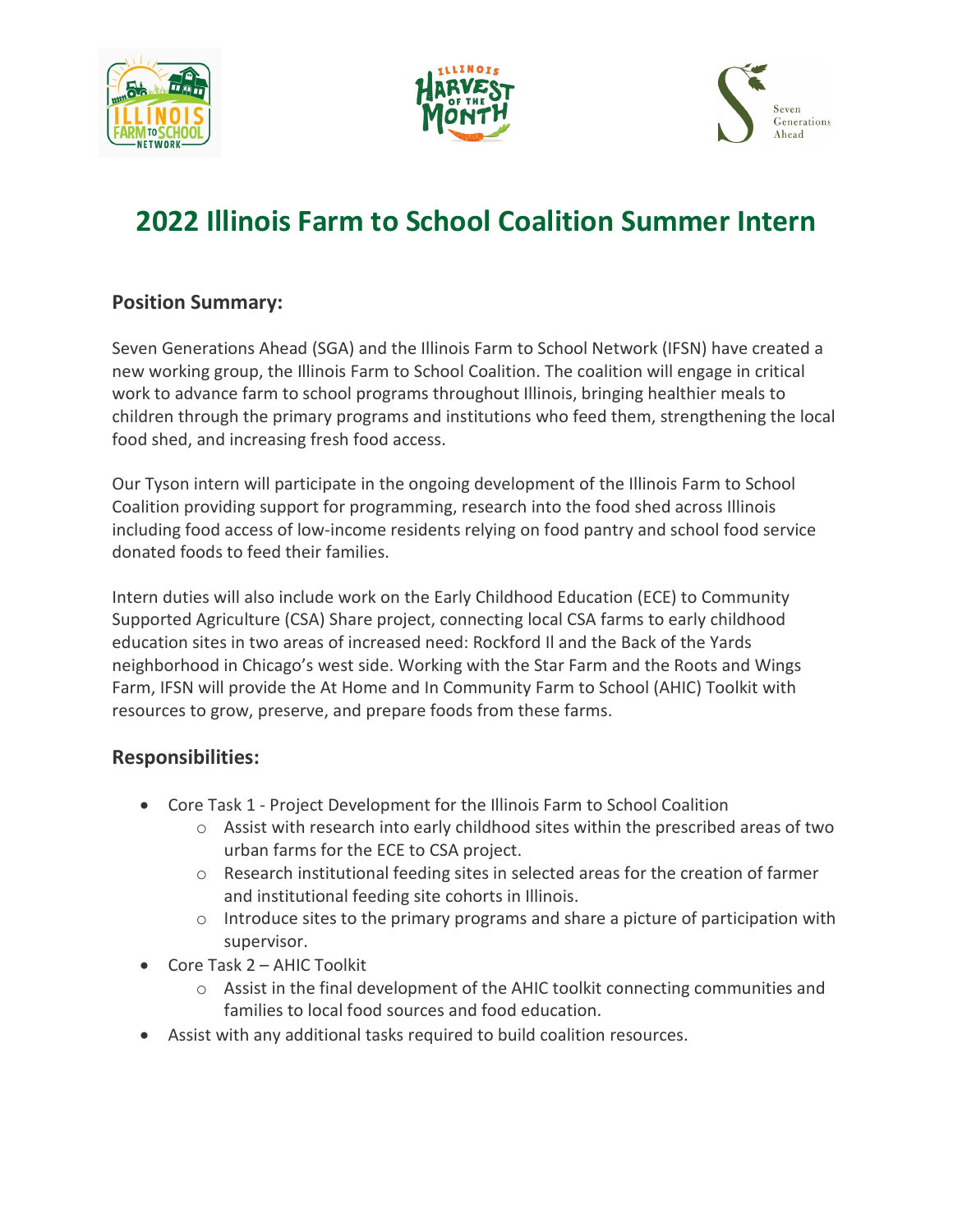# 2022 Illinois Farm to School Coalition Summer Intern

## Position Summary:

Seven Generations Ahead (SGA) and the Illinois Farm to School Network (IFSN) have created a new working group, the Illinois Farm to School Coalition. The coalition will engage in critical work to advance farm to school programs throughout Illinois, bringing healthier meals to children through the primary programs and institutions who feed them, strengthening the local food shed, and increasing fresh food access.

Our Tyson intern will participate in the ongoing development of the Illinois Farm to School Coalition providing support for programming, research into the food shed across Illinois including food access of low-income residents relying on food pantry and school food service donated foods to feed their families.

Intern duties will also include work on the Early Childhood Education (ECE) to Community Supported Agriculture (CSA) Share project, connecting local CSA farms to early childhood education sites in two areas of increased need: Rockford Il and the Back of the Yards neighborhood in Chicago's west side. Working with the Star Farm and the Roots and Wings Farm, IFSN will provide the At Home and In Community Farm to School (AHIC) Toolkit with resources to grow, preserve, and prepare foods from these farms.

## Responsibilities:

- Core Task 1 - Project Development for the Illinois Farm to School Coalition
  - Assist with research into early childhood sites within the prescribed areas of two urban farms for the ECE to CSA project.
  - Research institutional feeding sites in selected areas for the creation of farmer and institutional feeding site cohorts in Illinois.
  - Introduce sites to the primary programs and share a picture of participation with supervisor.
- Core Task 2 – AHIC Toolkit
  - Assist in the final development of the AHIC toolkit connecting communities and families to local food sources and food education.
- Assist with any additional tasks required to build coalition resources.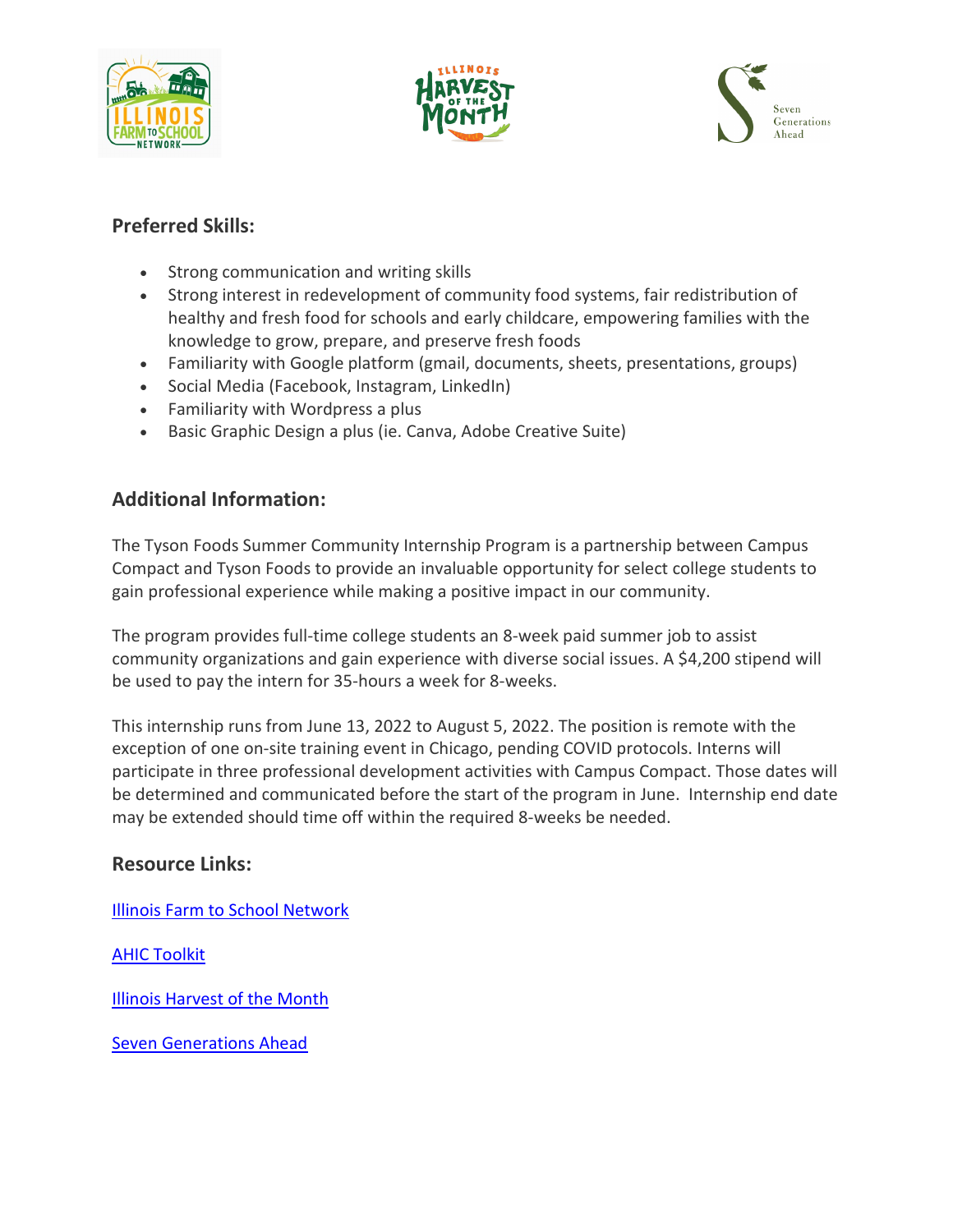## Preferred Skills:

- Strong communication and writing skills
- Strong interest in redevelopment of community food systems, fair redistribution of healthy and fresh food for schools and early childcare, empowering families with the knowledge to grow, prepare, and preserve fresh foods
- Familiarity with Google platform (gmail, documents, sheets, presentations, groups)
- Social Media (Facebook, Instagram, LinkedIn)
- Familiarity with Wordpress a plus
- Basic Graphic Design a plus (ie. Canva, Adobe Creative Suite)

## Additional Information:

The Tyson Foods Summer Community Internship Program is a partnership between Campus Compact and Tyson Foods to provide an invaluable opportunity for select college students to gain professional experience while making a positive impact in our community.

The program provides full-time college students an 8-week paid summer job to assist community organizations and gain experience with diverse social issues. A $4,200 stipend will be used to pay the intern for 35-hours a week for 8-weeks.

This internship runs from June 13, 2022 to August 5, 2022. The position is remote with the exception of one on-site training event in Chicago, pending COVID protocols. Interns will participate in three professional development activities with Campus Compact. Those dates will be determined and communicated before the start of the program in June. Internship end date may be extended should time off within the required 8-weeks be needed.

## Resource Links:

Illinois Farm to School Network

AHIC Toolkit

Illinois Harvest of the Month

Seven Generations Ahead